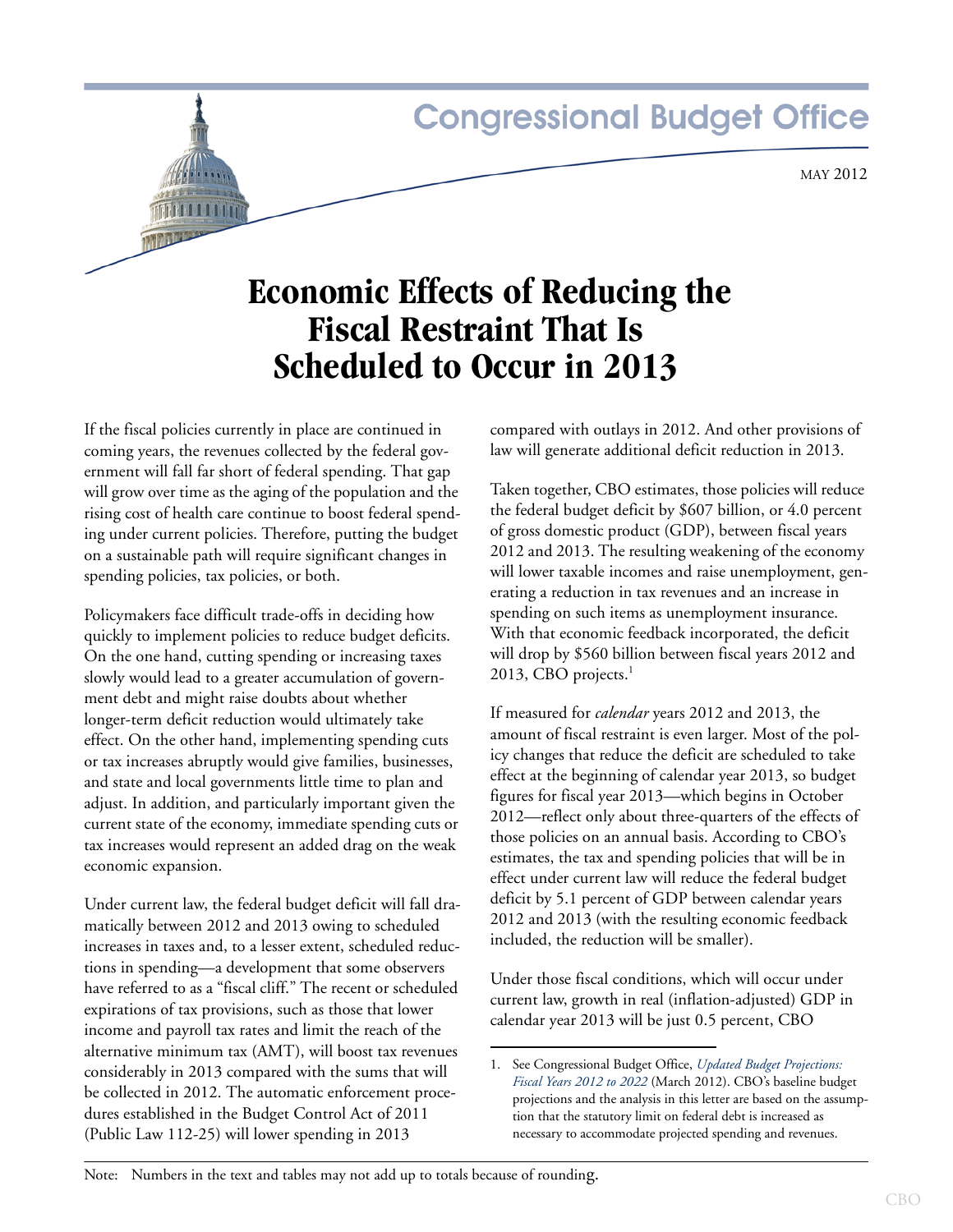Congressional Budget Office

MAY 2012

# Economic Effects of Reducing the Fiscal Restraint That Is Scheduled to Occur in 2013

If the fiscal policies currently in place are continued in coming years, the revenues collected by the federal government will fall far short of federal spending. That gap will grow over time as the aging of the population and the rising cost of health care continue to boost federal spending under current policies. Therefore, putting the budget on a sustainable path will require significant changes in spending policies, tax policies, or both.

Policymakers face difficult trade-offs in deciding how quickly to implement policies to reduce budget deficits. On the one hand, cutting spending or increasing taxes slowly would lead to a greater accumulation of government debt and might raise doubts about whether longer-term deficit reduction would ultimately take effect. On the other hand, implementing spending cuts or tax increases abruptly would give families, businesses, and state and local governments little time to plan and adjust. In addition, and particularly important given the current state of the economy, immediate spending cuts or tax increases would represent an added drag on the weak economic expansion.

Under current law, the federal budget deficit will fall dramatically between 2012 and 2013 owing to scheduled increases in taxes and, to a lesser extent, scheduled reductions in spending—a development that some observers have referred to as a "fiscal cliff." The recent or scheduled expirations of tax provisions, such as those that lower income and payroll tax rates and limit the reach of the alternative minimum tax (AMT), will boost tax revenues considerably in 2013 compared with the sums that will be collected in 2012. The automatic enforcement procedures established in the Budget Control Act of 2011 (Public Law 112-25) will lower spending in 2013 compared with outlays in 2012. And other provisions of law will generate additional deficit reduction in 2013.

Taken together, CBO estimates, those policies will reduce the federal budget deficit by $607 billion, or 4.0 percent of gross domestic product (GDP), between fiscal years 2012 and 2013. The resulting weakening of the economy will lower taxable incomes and raise unemployment, generating a reduction in tax revenues and an increase in spending on such items as unemployment insurance. With that economic feedback incorporated, the deficit will drop by $560 billion between fiscal years 2012 and 2013, CBO projects.[1]

If measured for *calendar* years 2012 and 2013, the amount of fiscal restraint is even larger. Most of the policy changes that reduce the deficit are scheduled to take effect at the beginning of calendar year 2013, so budget figures for fiscal year 2013—which begins in October 2012—reflect only about three-quarters of the effects of those policies on an annual basis. According to CBO's estimates, the tax and spending policies that will be in effect under current law will reduce the federal budget deficit by 5.1 percent of GDP between calendar years 2012 and 2013 (with the resulting economic feedback included, the reduction will be smaller).

Under those fiscal conditions, which will occur under current law, growth in real (inflation-adjusted) GDP in calendar year 2013 will be just 0.5 percent, CBO

1. See Congressional Budget Office, *Updated Budget Projections: Fiscal Years 2012 to 2022* (March 2012). CBO's baseline budget projections and the analysis in this letter are based on the assumption that the statutory limit on federal debt is increased as necessary to accommodate projected spending and revenues.

Note: Numbers in the text and tables may not add up to totals because of rounding.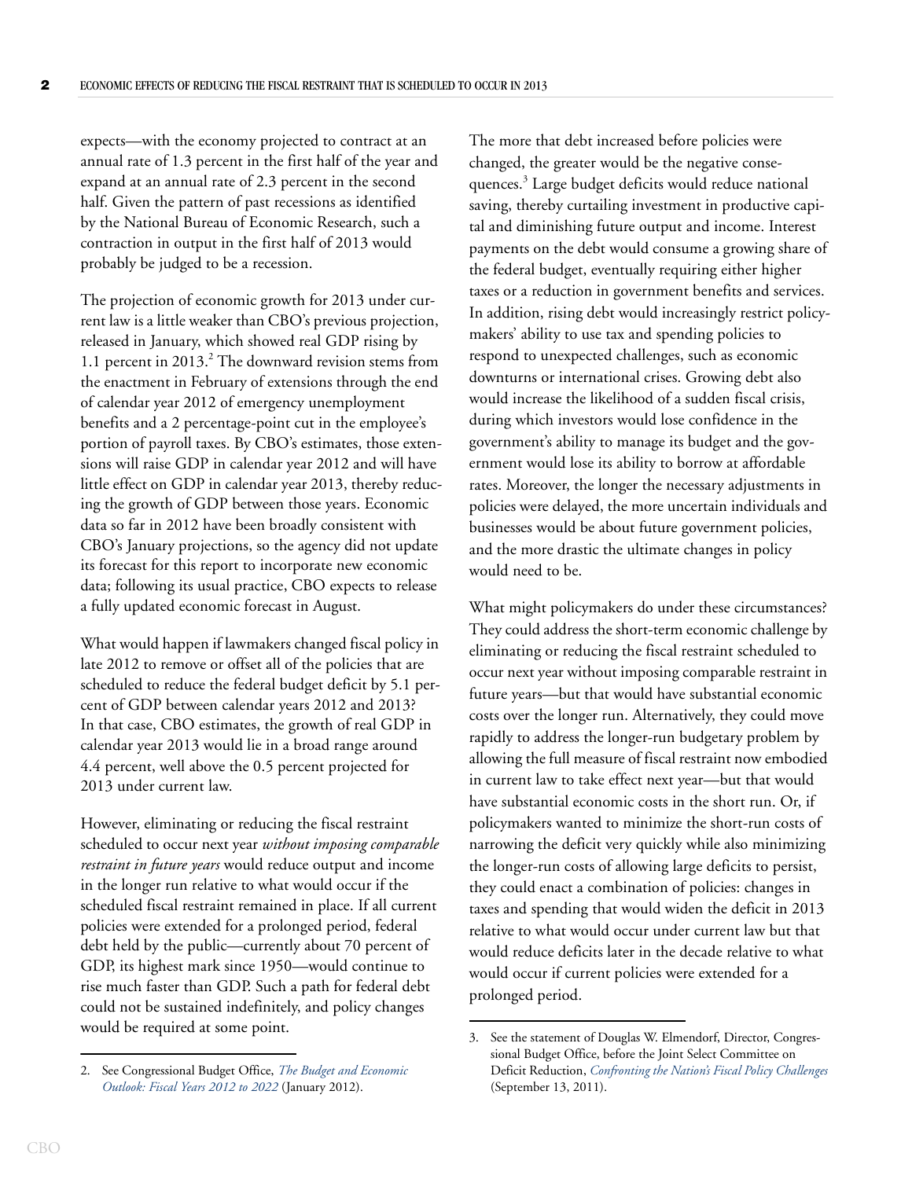expects—with the economy projected to contract at an annual rate of 1.3 percent in the first half of the year and expand at an annual rate of 2.3 percent in the second half. Given the pattern of past recessions as identified by the National Bureau of Economic Research, such a contraction in output in the first half of 2013 would probably be judged to be a recession.

The projection of economic growth for 2013 under current law is a little weaker than CBO's previous projection, released in January, which showed real GDP rising by 1.1 percent in 2013.[2] The downward revision stems from the enactment in February of extensions through the end of calendar year 2012 of emergency unemployment benefits and a 2 percentage-point cut in the employee's portion of payroll taxes. By CBO's estimates, those extensions will raise GDP in calendar year 2012 and will have little effect on GDP in calendar year 2013, thereby reducing the growth of GDP between those years. Economic data so far in 2012 have been broadly consistent with CBO's January projections, so the agency did not update its forecast for this report to incorporate new economic data; following its usual practice, CBO expects to release a fully updated economic forecast in August.

What would happen if lawmakers changed fiscal policy in late 2012 to remove or offset all of the policies that are scheduled to reduce the federal budget deficit by 5.1 percent of GDP between calendar years 2012 and 2013? In that case, CBO estimates, the growth of real GDP in calendar year 2013 would lie in a broad range around 4.4 percent, well above the 0.5 percent projected for 2013 under current law.

However, eliminating or reducing the fiscal restraint scheduled to occur next year *without imposing comparable restraint in future years* would reduce output and income in the longer run relative to what would occur if the scheduled fiscal restraint remained in place. If all current policies were extended for a prolonged period, federal debt held by the public—currently about 70 percent of GDP, its highest mark since 1950—would continue to rise much faster than GDP. Such a path for federal debt could not be sustained indefinitely, and policy changes would be required at some point.

The more that debt increased before policies were changed, the greater would be the negative consequences.[3] Large budget deficits would reduce national saving, thereby curtailing investment in productive capital and diminishing future output and income. Interest payments on the debt would consume a growing share of the federal budget, eventually requiring either higher taxes or a reduction in government benefits and services. In addition, rising debt would increasingly restrict policymakers' ability to use tax and spending policies to respond to unexpected challenges, such as economic downturns or international crises. Growing debt also would increase the likelihood of a sudden fiscal crisis, during which investors would lose confidence in the government's ability to manage its budget and the government would lose its ability to borrow at affordable rates. Moreover, the longer the necessary adjustments in policies were delayed, the more uncertain individuals and businesses would be about future government policies, and the more drastic the ultimate changes in policy would need to be.

What might policymakers do under these circumstances? They could address the short-term economic challenge by eliminating or reducing the fiscal restraint scheduled to occur next year without imposing comparable restraint in future years—but that would have substantial economic costs over the longer run. Alternatively, they could move rapidly to address the longer-run budgetary problem by allowing the full measure of fiscal restraint now embodied in current law to take effect next year—but that would have substantial economic costs in the short run. Or, if policymakers wanted to minimize the short-run costs of narrowing the deficit very quickly while also minimizing the longer-run costs of allowing large deficits to persist, they could enact a combination of policies: changes in taxes and spending that would widen the deficit in 2013 relative to what would occur under current law but that would reduce deficits later in the decade relative to what would occur if current policies were extended for a prolonged period.

---

2. See Congressional Budget Office, *The Budget and Economic Outlook: Fiscal Years 2012 to 2022* (January 2012).

3. See the statement of Douglas W. Elmendorf, Director, Congressional Budget Office, before the Joint Select Committee on Deficit Reduction, *Confronting the Nation's Fiscal Policy Challenges* (September 13, 2011).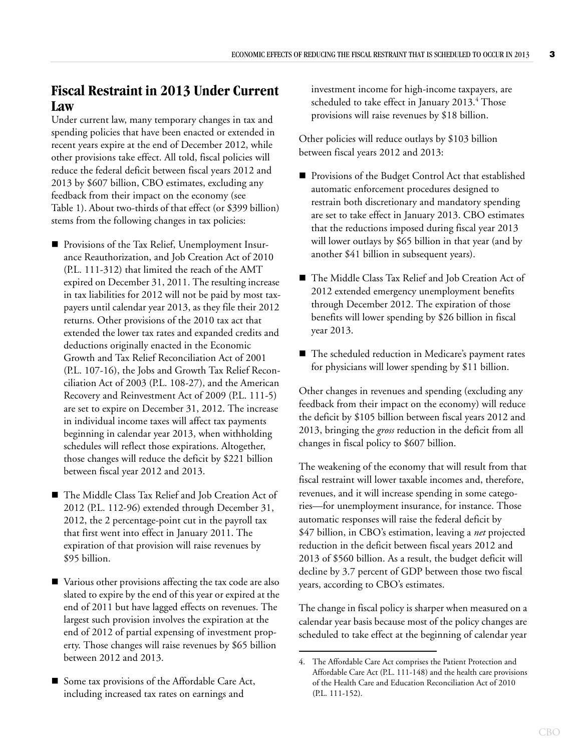## Fiscal Restraint in 2013 Under Current Law

Under current law, many temporary changes in tax and spending policies that have been enacted or extended in recent years expire at the end of December 2012, while other provisions take effect. All told, fiscal policies will reduce the federal deficit between fiscal years 2012 and 2013 by $607 billion, CBO estimates, excluding any feedback from their impact on the economy (see Table 1). About two-thirds of that effect (or $399 billion) stems from the following changes in tax policies:

- Provisions of the Tax Relief, Unemployment Insurance Reauthorization, and Job Creation Act of 2010 (P.L. 111-312) that limited the reach of the AMT expired on December 31, 2011. The resulting increase in tax liabilities for 2012 will not be paid by most taxpayers until calendar year 2013, as they file their 2012 returns. Other provisions of the 2010 tax act that extended the lower tax rates and expanded credits and deductions originally enacted in the Economic Growth and Tax Relief Reconciliation Act of 2001 (P.L. 107-16), the Jobs and Growth Tax Relief Reconciliation Act of 2003 (P.L. 108-27), and the American Recovery and Reinvestment Act of 2009 (P.L. 111-5) are set to expire on December 31, 2012. The increase in individual income taxes will affect tax payments beginning in calendar year 2013, when withholding schedules will reflect those expirations. Altogether, those changes will reduce the deficit by $221 billion between fiscal year 2012 and 2013.

- The Middle Class Tax Relief and Job Creation Act of 2012 (P.L. 112-96) extended through December 31, 2012, the 2 percentage-point cut in the payroll tax that first went into effect in January 2011. The expiration of that provision will raise revenues by $95 billion.

- Various other provisions affecting the tax code are also slated to expire by the end of this year or expired at the end of 2011 but have lagged effects on revenues. The largest such provision involves the expiration at the end of 2012 of partial expensing of investment property. Those changes will raise revenues by $65 billion between 2012 and 2013.

- Some tax provisions of the Affordable Care Act, including increased tax rates on earnings and investment income for high-income taxpayers, are scheduled to take effect in January 2013.[4] Those provisions will raise revenues by $18 billion.

Other policies will reduce outlays by $103 billion between fiscal years 2012 and 2013:

- Provisions of the Budget Control Act that established automatic enforcement procedures designed to restrain both discretionary and mandatory spending are set to take effect in January 2013. CBO estimates that the reductions imposed during fiscal year 2013 will lower outlays by $65 billion in that year (and by another $41 billion in subsequent years).

- The Middle Class Tax Relief and Job Creation Act of 2012 extended emergency unemployment benefits through December 2012. The expiration of those benefits will lower spending by $26 billion in fiscal year 2013.

- The scheduled reduction in Medicare's payment rates for physicians will lower spending by $11 billion.

Other changes in revenues and spending (excluding any feedback from their impact on the economy) will reduce the deficit by $105 billion between fiscal years 2012 and 2013, bringing the *gross* reduction in the deficit from all changes in fiscal policy to $607 billion.

The weakening of the economy that will result from that fiscal restraint will lower taxable incomes and, therefore, revenues, and it will increase spending in some categories—for unemployment insurance, for instance. Those automatic responses will raise the federal deficit by $47 billion, in CBO's estimation, leaving a *net* projected reduction in the deficit between fiscal years 2012 and 2013 of $560 billion. As a result, the budget deficit will decline by 3.7 percent of GDP between those two fiscal years, according to CBO's estimates.

The change in fiscal policy is sharper when measured on a calendar year basis because most of the policy changes are scheduled to take effect at the beginning of calendar year

4. The Affordable Care Act comprises the Patient Protection and Affordable Care Act (P.L. 111-148) and the health care provisions of the Health Care and Education Reconciliation Act of 2010 (P.L. 111-152).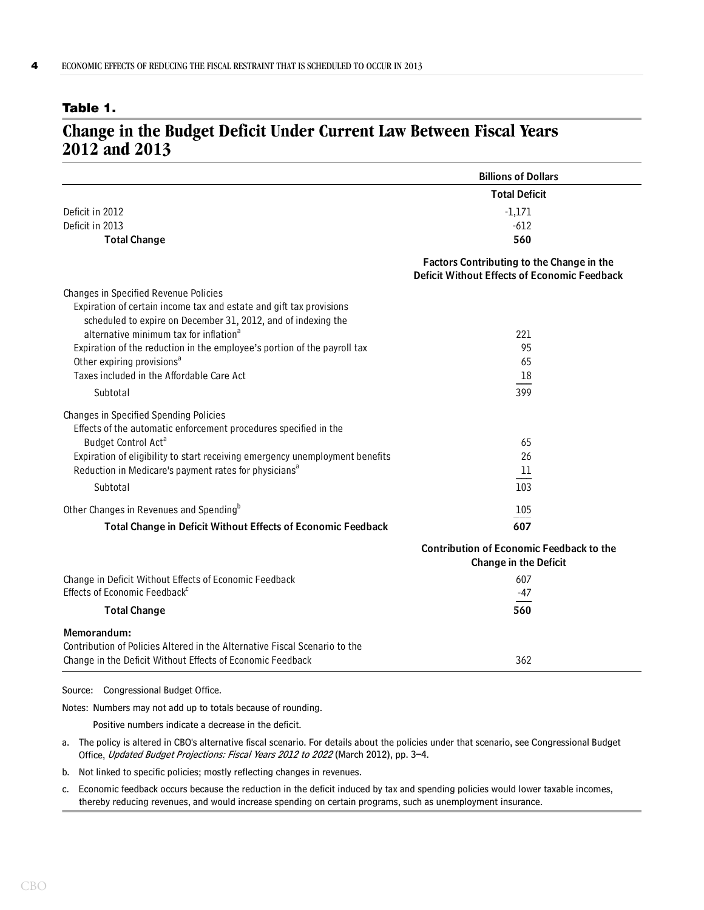**Table 1.**

## Change in the Budget Deficit Under Current Law Between Fiscal Years 2012 and 2013

| | Billions of Dollars |
|---|---|
| | **Total Deficit** |
| Deficit in 2012 | -1,171 |
| Deficit in 2013 | -612 |
| **Total Change** | **560** |
| | **Factors Contributing to the Change in the Deficit Without Effects of Economic Feedback** |
| Changes in Specified Revenue Policies | |
| Expiration of certain income tax and estate and gift tax provisions scheduled to expire on December 31, 2012, and of indexing the alternative minimum tax for inflation[a] | 221 |
| Expiration of the reduction in the employee's portion of the payroll tax | 95 |
| Other expiring provisions[a] | 65 |
| Taxes included in the Affordable Care Act | 18 |
| Subtotal | 399 |
| Changes in Specified Spending Policies | |
| Effects of the automatic enforcement procedures specified in the Budget Control Act[a] | 65 |
| Expiration of eligibility to start receiving emergency unemployment benefits | 26 |
| Reduction in Medicare's payment rates for physicians[a] | 11 |
| Subtotal | 103 |
| Other Changes in Revenues and Spending[b] | 105 |
| **Total Change in Deficit Without Effects of Economic Feedback** | **607** |
| | **Contribution of Economic Feedback to the Change in the Deficit** |
| Change in Deficit Without Effects of Economic Feedback | 607 |
| Effects of Economic Feedback[c] | -47 |
| **Total Change** | **560** |
| **Memorandum:** | |
| Contribution of Policies Altered in the Alternative Fiscal Scenario to the Change in the Deficit Without Effects of Economic Feedback | 362 |

Source: Congressional Budget Office.

Notes: Numbers may not add up to totals because of rounding.

Positive numbers indicate a decrease in the deficit.

a. The policy is altered in CBO's alternative fiscal scenario. For details about the policies under that scenario, see Congressional Budget Office, *Updated Budget Projections: Fiscal Years 2012 to 2022* (March 2012), pp. 3–4.

b. Not linked to specific policies; mostly reflecting changes in revenues.

c. Economic feedback occurs because the reduction in the deficit induced by tax and spending policies would lower taxable incomes, thereby reducing revenues, and would increase spending on certain programs, such as unemployment insurance.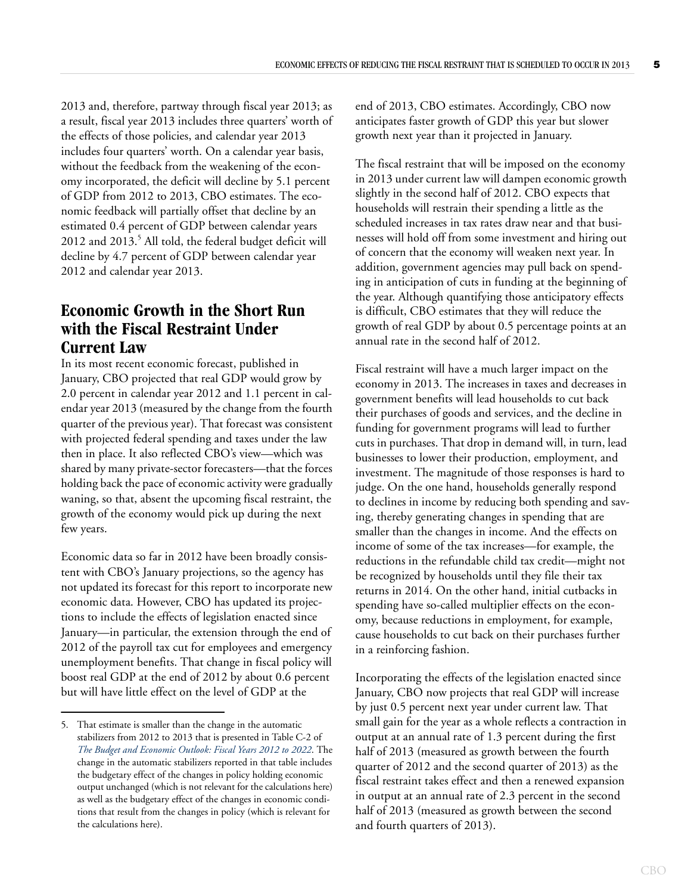2013 and, therefore, partway through fiscal year 2013; as a result, fiscal year 2013 includes three quarters' worth of the effects of those policies, and calendar year 2013 includes four quarters' worth. On a calendar year basis, without the feedback from the weakening of the economy incorporated, the deficit will decline by 5.1 percent of GDP from 2012 to 2013, CBO estimates. The economic feedback will partially offset that decline by an estimated 0.4 percent of GDP between calendar years 2012 and 2013.[5] All told, the federal budget deficit will decline by 4.7 percent of GDP between calendar year 2012 and calendar year 2013.

## Economic Growth in the Short Run with the Fiscal Restraint Under Current Law

In its most recent economic forecast, published in January, CBO projected that real GDP would grow by 2.0 percent in calendar year 2012 and 1.1 percent in calendar year 2013 (measured by the change from the fourth quarter of the previous year). That forecast was consistent with projected federal spending and taxes under the law then in place. It also reflected CBO's view—which was shared by many private-sector forecasters—that the forces holding back the pace of economic activity were gradually waning, so that, absent the upcoming fiscal restraint, the growth of the economy would pick up during the next few years.

Economic data so far in 2012 have been broadly consistent with CBO's January projections, so the agency has not updated its forecast for this report to incorporate new economic data. However, CBO has updated its projections to include the effects of legislation enacted since January—in particular, the extension through the end of 2012 of the payroll tax cut for employees and emergency unemployment benefits. That change in fiscal policy will boost real GDP at the end of 2012 by about 0.6 percent but will have little effect on the level of GDP at the end of 2013, CBO estimates. Accordingly, CBO now anticipates faster growth of GDP this year but slower growth next year than it projected in January.

The fiscal restraint that will be imposed on the economy in 2013 under current law will dampen economic growth slightly in the second half of 2012. CBO expects that households will restrain their spending a little as the scheduled increases in tax rates draw near and that businesses will hold off from some investment and hiring out of concern that the economy will weaken next year. In addition, government agencies may pull back on spending in anticipation of cuts in funding at the beginning of the year. Although quantifying those anticipatory effects is difficult, CBO estimates that they will reduce the growth of real GDP by about 0.5 percentage points at an annual rate in the second half of 2012.

Fiscal restraint will have a much larger impact on the economy in 2013. The increases in taxes and decreases in government benefits will lead households to cut back their purchases of goods and services, and the decline in funding for government programs will lead to further cuts in purchases. That drop in demand will, in turn, lead businesses to lower their production, employment, and investment. The magnitude of those responses is hard to judge. On the one hand, households generally respond to declines in income by reducing both spending and saving, thereby generating changes in spending that are smaller than the changes in income. And the effects on income of some of the tax increases—for example, the reductions in the refundable child tax credit—might not be recognized by households until they file their tax returns in 2014. On the other hand, initial cutbacks in spending have so-called multiplier effects on the economy, because reductions in employment, for example, cause households to cut back on their purchases further in a reinforcing fashion.

Incorporating the effects of the legislation enacted since January, CBO now projects that real GDP will increase by just 0.5 percent next year under current law. That small gain for the year as a whole reflects a contraction in output at an annual rate of 1.3 percent during the first half of 2013 (measured as growth between the fourth quarter of 2012 and the second quarter of 2013) as the fiscal restraint takes effect and then a renewed expansion in output at an annual rate of 2.3 percent in the second half of 2013 (measured as growth between the second and fourth quarters of 2013).

---

5. That estimate is smaller than the change in the automatic stabilizers from 2012 to 2013 that is presented in Table C-2 of *The Budget and Economic Outlook: Fiscal Years 2012 to 2022*. The change in the automatic stabilizers reported in that table includes the budgetary effect of the changes in policy holding economic output unchanged (which is not relevant for the calculations here) as well as the budgetary effect of the changes in economic conditions that result from the changes in policy (which is relevant for the calculations here).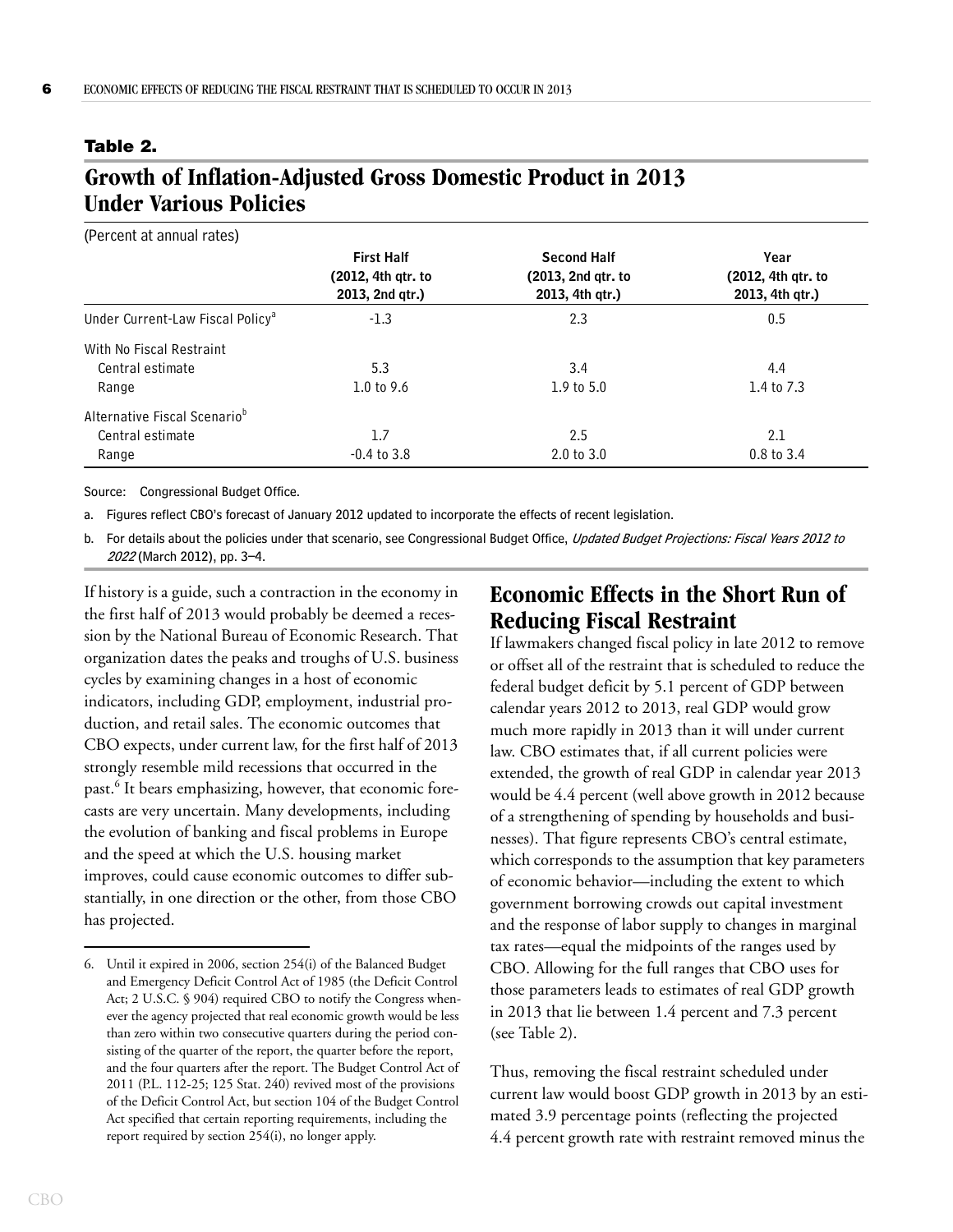**Table 2.**

## Growth of Inflation-Adjusted Gross Domestic Product in 2013 Under Various Policies

(Percent at annual rates)

| | First Half (2012, 4th qtr. to 2013, 2nd qtr.) | Second Half (2013, 2nd qtr. to 2013, 4th qtr.) | Year (2012, 4th qtr. to 2013, 4th qtr.) |
|---|---|---|---|
| Under Current-Law Fiscal Policy[a] | -1.3 | 2.3 | 0.5 |
| With No Fiscal Restraint | | | |
| Central estimate | 5.3 | 3.4 | 4.4 |
| Range | 1.0 to 9.6 | 1.9 to 5.0 | 1.4 to 7.3 |
| Alternative Fiscal Scenario[b] | | | |
| Central estimate | 1.7 | 2.5 | 2.1 |
| Range | -0.4 to 3.8 | 2.0 to 3.0 | 0.8 to 3.4 |

Source: Congressional Budget Office.

a. Figures reflect CBO's forecast of January 2012 updated to incorporate the effects of recent legislation.

b. For details about the policies under that scenario, see Congressional Budget Office, *Updated Budget Projections: Fiscal Years 2012 to 2022* (March 2012), pp. 3–4.

If history is a guide, such a contraction in the economy in the first half of 2013 would probably be deemed a recession by the National Bureau of Economic Research. That organization dates the peaks and troughs of U.S. business cycles by examining changes in a host of economic indicators, including GDP, employment, industrial production, and retail sales. The economic outcomes that CBO expects, under current law, for the first half of 2013 strongly resemble mild recessions that occurred in the past.[6] It bears emphasizing, however, that economic forecasts are very uncertain. Many developments, including the evolution of banking and fiscal problems in Europe and the speed at which the U.S. housing market improves, could cause economic outcomes to differ substantially, in one direction or the other, from those CBO has projected.

6. Until it expired in 2006, section 254(i) of the Balanced Budget and Emergency Deficit Control Act of 1985 (the Deficit Control Act; 2 U.S.C. § 904) required CBO to notify the Congress whenever the agency projected that real economic growth would be less than zero within two consecutive quarters during the period consisting of the quarter of the report, the quarter before the report, and the four quarters after the report. The Budget Control Act of 2011 (P.L. 112-25; 125 Stat. 240) revived most of the provisions of the Deficit Control Act, but section 104 of the Budget Control Act specified that certain reporting requirements, including the report required by section 254(i), no longer apply.

## Economic Effects in the Short Run of Reducing Fiscal Restraint

If lawmakers changed fiscal policy in late 2012 to remove or offset all of the restraint that is scheduled to reduce the federal budget deficit by 5.1 percent of GDP between calendar years 2012 to 2013, real GDP would grow much more rapidly in 2013 than it will under current law. CBO estimates that, if all current policies were extended, the growth of real GDP in calendar year 2013 would be 4.4 percent (well above growth in 2012 because of a strengthening of spending by households and businesses). That figure represents CBO's central estimate, which corresponds to the assumption that key parameters of economic behavior—including the extent to which government borrowing crowds out capital investment and the response of labor supply to changes in marginal tax rates—equal the midpoints of the ranges used by CBO. Allowing for the full ranges that CBO uses for those parameters leads to estimates of real GDP growth in 2013 that lie between 1.4 percent and 7.3 percent (see Table 2).

Thus, removing the fiscal restraint scheduled under current law would boost GDP growth in 2013 by an estimated 3.9 percentage points (reflecting the projected 4.4 percent growth rate with restraint removed minus the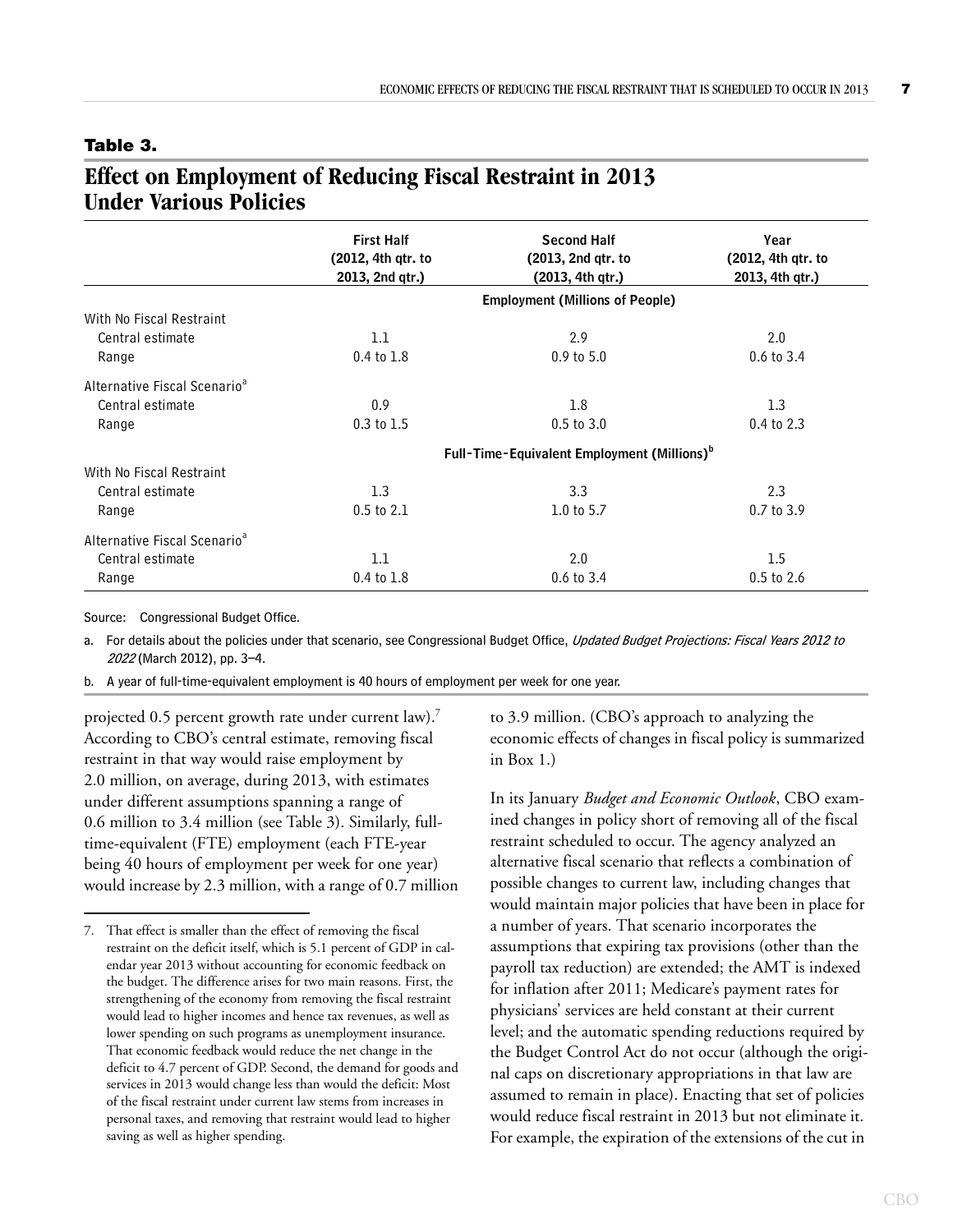**Table 3.**

## Effect on Employment of Reducing Fiscal Restraint in 2013 Under Various Policies

| | First Half (2012, 4th qtr. to 2013, 2nd qtr.) | Second Half (2013, 2nd qtr. to (2013, 4th qtr.) | Year (2012, 4th qtr. to 2013, 4th qtr.) |
|---|---|---|---|
| | | Employment (Millions of People) | |
| With No Fiscal Restraint | | | |
| Central estimate | 1.1 | 2.9 | 2.0 |
| Range | 0.4 to 1.8 | 0.9 to 5.0 | 0.6 to 3.4 |
| Alternative Fiscal Scenario[a] | | | |
| Central estimate | 0.9 | 1.8 | 1.3 |
| Range | 0.3 to 1.5 | 0.5 to 3.0 | 0.4 to 2.3 |
| | | Full-Time-Equivalent Employment (Millions)[b] | |
| With No Fiscal Restraint | | | |
| Central estimate | 1.3 | 3.3 | 2.3 |
| Range | 0.5 to 2.1 | 1.0 to 5.7 | 0.7 to 3.9 |
| Alternative Fiscal Scenario[a] | | | |
| Central estimate | 1.1 | 2.0 | 1.5 |
| Range | 0.4 to 1.8 | 0.6 to 3.4 | 0.5 to 2.6 |

Source: Congressional Budget Office.

a. For details about the policies under that scenario, see Congressional Budget Office, *Updated Budget Projections: Fiscal Years 2012 to 2022* (March 2012), pp. 3–4.

b. A year of full-time-equivalent employment is 40 hours of employment per week for one year.

projected 0.5 percent growth rate under current law).[7] According to CBO's central estimate, removing fiscal restraint in that way would raise employment by 2.0 million, on average, during 2013, with estimates under different assumptions spanning a range of 0.6 million to 3.4 million (see Table 3). Similarly, full-time-equivalent (FTE) employment (each FTE-year being 40 hours of employment per week for one year) would increase by 2.3 million, with a range of 0.7 million to 3.9 million. (CBO's approach to analyzing the economic effects of changes in fiscal policy is summarized in Box 1.)

In its January *Budget and Economic Outlook*, CBO examined changes in policy short of removing all of the fiscal restraint scheduled to occur. The agency analyzed an alternative fiscal scenario that reflects a combination of possible changes to current law, including changes that would maintain major policies that have been in place for a number of years. That scenario incorporates the assumptions that expiring tax provisions (other than the payroll tax reduction) are extended; the AMT is indexed for inflation after 2011; Medicare's payment rates for physicians' services are held constant at their current level; and the automatic spending reductions required by the Budget Control Act do not occur (although the original caps on discretionary appropriations in that law are assumed to remain in place). Enacting that set of policies would reduce fiscal restraint in 2013 but not eliminate it. For example, the expiration of the extensions of the cut in

7. That effect is smaller than the effect of removing the fiscal restraint on the deficit itself, which is 5.1 percent of GDP in calendar year 2013 without accounting for economic feedback on the budget. The difference arises for two main reasons. First, the strengthening of the economy from removing the fiscal restraint would lead to higher incomes and hence tax revenues, as well as lower spending on such programs as unemployment insurance. That economic feedback would reduce the net change in the deficit to 4.7 percent of GDP. Second, the demand for goods and services in 2013 would change less than would the deficit: Most of the fiscal restraint under current law stems from increases in personal taxes, and removing that restraint would lead to higher saving as well as higher spending.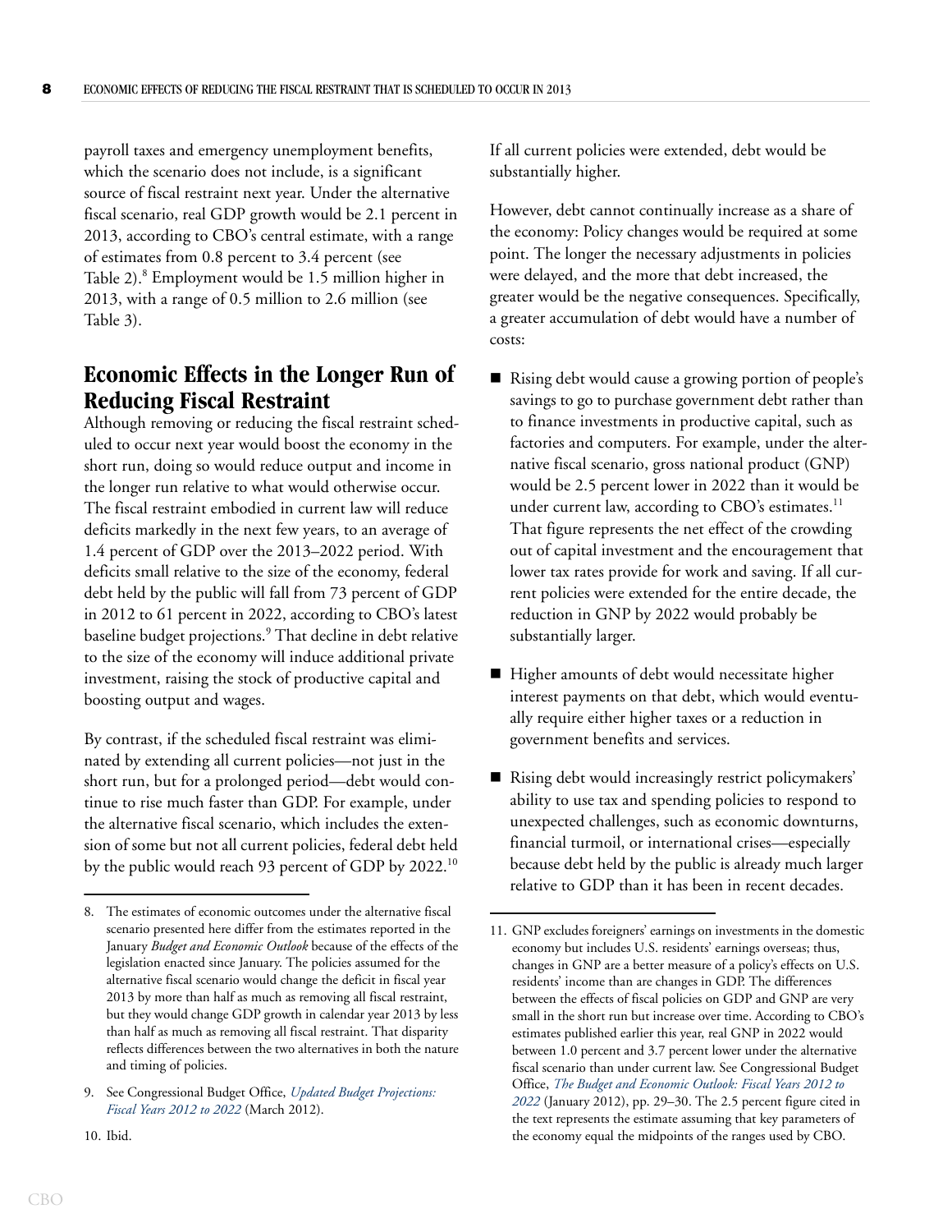payroll taxes and emergency unemployment benefits, which the scenario does not include, is a significant source of fiscal restraint next year. Under the alternative fiscal scenario, real GDP growth would be 2.1 percent in 2013, according to CBO's central estimate, with a range of estimates from 0.8 percent to 3.4 percent (see Table 2).[8] Employment would be 1.5 million higher in 2013, with a range of 0.5 million to 2.6 million (see Table 3).

## Economic Effects in the Longer Run of Reducing Fiscal Restraint

Although removing or reducing the fiscal restraint scheduled to occur next year would boost the economy in the short run, doing so would reduce output and income in the longer run relative to what would otherwise occur. The fiscal restraint embodied in current law will reduce deficits markedly in the next few years, to an average of 1.4 percent of GDP over the 2013–2022 period. With deficits small relative to the size of the economy, federal debt held by the public will fall from 73 percent of GDP in 2012 to 61 percent in 2022, according to CBO's latest baseline budget projections.[9] That decline in debt relative to the size of the economy will induce additional private investment, raising the stock of productive capital and boosting output and wages.

By contrast, if the scheduled fiscal restraint was eliminated by extending all current policies—not just in the short run, but for a prolonged period—debt would continue to rise much faster than GDP. For example, under the alternative fiscal scenario, which includes the extension of some but not all current policies, federal debt held by the public would reach 93 percent of GDP by 2022.[10] If all current policies were extended, debt would be substantially higher.

However, debt cannot continually increase as a share of the economy: Policy changes would be required at some point. The longer the necessary adjustments in policies were delayed, and the more that debt increased, the greater would be the negative consequences. Specifically, a greater accumulation of debt would have a number of costs:

- Rising debt would cause a growing portion of people's savings to go to purchase government debt rather than to finance investments in productive capital, such as factories and computers. For example, under the alternative fiscal scenario, gross national product (GNP) would be 2.5 percent lower in 2022 than it would be under current law, according to CBO's estimates.[11] That figure represents the net effect of the crowding out of capital investment and the encouragement that lower tax rates provide for work and saving. If all current policies were extended for the entire decade, the reduction in GNP by 2022 would probably be substantially larger.
- Higher amounts of debt would necessitate higher interest payments on that debt, which would eventually require either higher taxes or a reduction in government benefits and services.
- Rising debt would increasingly restrict policymakers' ability to use tax and spending policies to respond to unexpected challenges, such as economic downturns, financial turmoil, or international crises—especially because debt held by the public is already much larger relative to GDP than it has been in recent decades.

---

8. The estimates of economic outcomes under the alternative fiscal scenario presented here differ from the estimates reported in the January *Budget and Economic Outlook* because of the effects of the legislation enacted since January. The policies assumed for the alternative fiscal scenario would change the deficit in fiscal year 2013 by more than half as much as removing all fiscal restraint, but they would change GDP growth in calendar year 2013 by less than half as much as removing all fiscal restraint. That disparity reflects differences between the two alternatives in both the nature and timing of policies.

9. See Congressional Budget Office, *Updated Budget Projections: Fiscal Years 2012 to 2022* (March 2012).

10. Ibid.

11. GNP excludes foreigners' earnings on investments in the domestic economy but includes U.S. residents' earnings overseas; thus, changes in GNP are a better measure of a policy's effects on U.S. residents' income than are changes in GDP. The differences between the effects of fiscal policies on GDP and GNP are very small in the short run but increase over time. According to CBO's estimates published earlier this year, real GNP in 2022 would between 1.0 percent and 3.7 percent lower under the alternative fiscal scenario than under current law. See Congressional Budget Office, *The Budget and Economic Outlook: Fiscal Years 2012 to 2022* (January 2012), pp. 29–30. The 2.5 percent figure cited in the text represents the estimate assuming that key parameters of the economy equal the midpoints of the ranges used by CBO.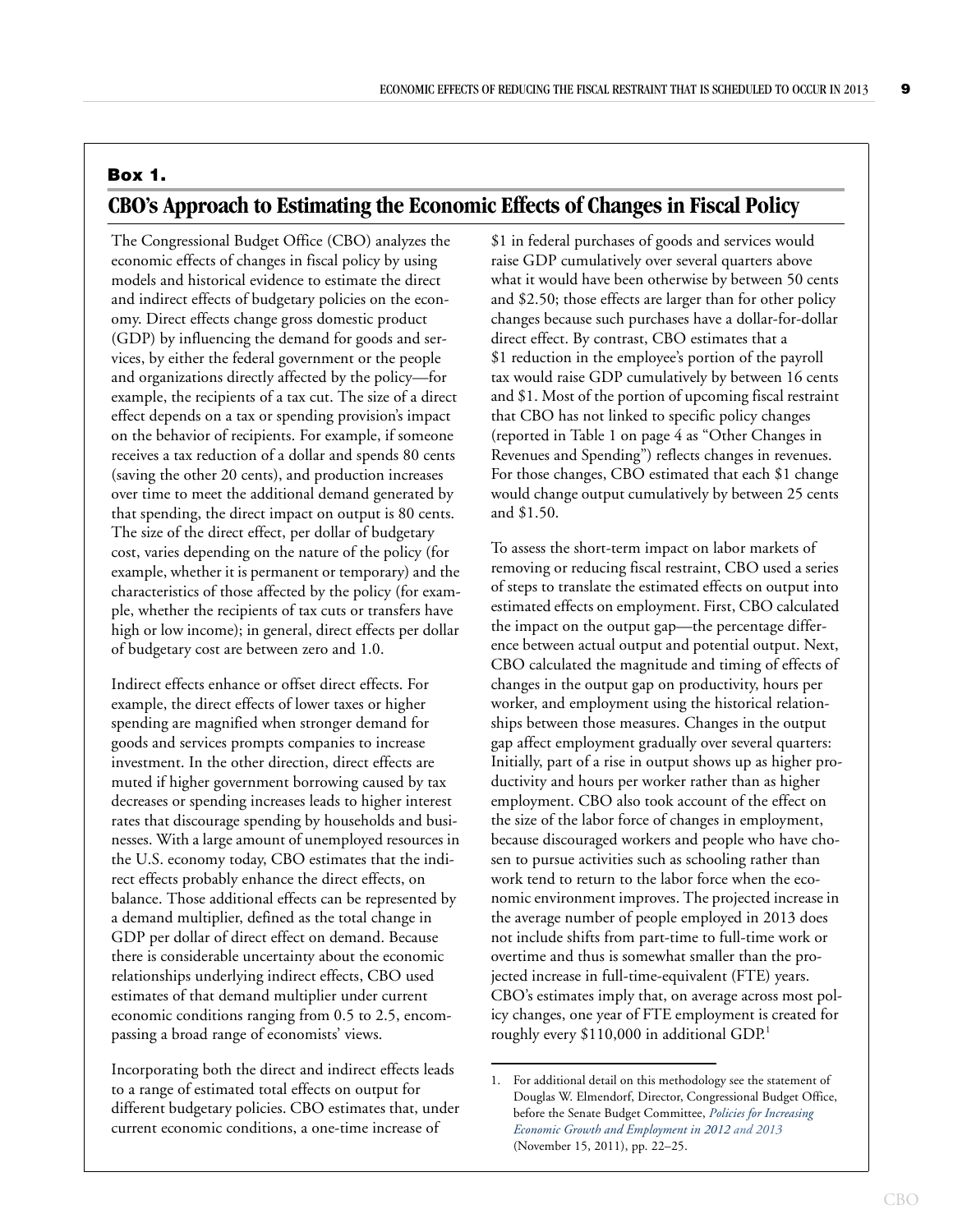## Box 1.

## CBO's Approach to Estimating the Economic Effects of Changes in Fiscal Policy

The Congressional Budget Office (CBO) analyzes the economic effects of changes in fiscal policy by using models and historical evidence to estimate the direct and indirect effects of budgetary policies on the economy. Direct effects change gross domestic product (GDP) by influencing the demand for goods and services, by either the federal government or the people and organizations directly affected by the policy—for example, the recipients of a tax cut. The size of a direct effect depends on a tax or spending provision's impact on the behavior of recipients. For example, if someone receives a tax reduction of a dollar and spends 80 cents (saving the other 20 cents), and production increases over time to meet the additional demand generated by that spending, the direct impact on output is 80 cents. The size of the direct effect, per dollar of budgetary cost, varies depending on the nature of the policy (for example, whether it is permanent or temporary) and the characteristics of those affected by the policy (for example, whether the recipients of tax cuts or transfers have high or low income); in general, direct effects per dollar of budgetary cost are between zero and 1.0.

Indirect effects enhance or offset direct effects. For example, the direct effects of lower taxes or higher spending are magnified when stronger demand for goods and services prompts companies to increase investment. In the other direction, direct effects are muted if higher government borrowing caused by tax decreases or spending increases leads to higher interest rates that discourage spending by households and businesses. With a large amount of unemployed resources in the U.S. economy today, CBO estimates that the indirect effects probably enhance the direct effects, on balance. Those additional effects can be represented by a demand multiplier, defined as the total change in GDP per dollar of direct effect on demand. Because there is considerable uncertainty about the economic relationships underlying indirect effects, CBO used estimates of that demand multiplier under current economic conditions ranging from 0.5 to 2.5, encompassing a broad range of economists' views.

Incorporating both the direct and indirect effects leads to a range of estimated total effects on output for different budgetary policies. CBO estimates that, under current economic conditions, a one-time increase of $1 in federal purchases of goods and services would raise GDP cumulatively over several quarters above what it would have been otherwise by between 50 cents and $2.50; those effects are larger than for other policy changes because such purchases have a dollar-for-dollar direct effect. By contrast, CBO estimates that a $1 reduction in the employee's portion of the payroll tax would raise GDP cumulatively by between 16 cents and $1. Most of the portion of upcoming fiscal restraint that CBO has not linked to specific policy changes (reported in Table 1 on page 4 as "Other Changes in Revenues and Spending") reflects changes in revenues. For those changes, CBO estimated that each $1 change would change output cumulatively by between 25 cents and $1.50.

To assess the short-term impact on labor markets of removing or reducing fiscal restraint, CBO used a series of steps to translate the estimated effects on output into estimated effects on employment. First, CBO calculated the impact on the output gap—the percentage difference between actual output and potential output. Next, CBO calculated the magnitude and timing of effects of changes in the output gap on productivity, hours per worker, and employment using the historical relationships between those measures. Changes in the output gap affect employment gradually over several quarters: Initially, part of a rise in output shows up as higher productivity and hours per worker rather than as higher employment. CBO also took account of the effect on the size of the labor force of changes in employment, because discouraged workers and people who have chosen to pursue activities such as schooling rather than work tend to return to the labor force when the economic environment improves. The projected increase in the average number of people employed in 2013 does not include shifts from part-time to full-time work or overtime and thus is somewhat smaller than the projected increase in full-time-equivalent (FTE) years. CBO's estimates imply that, on average across most policy changes, one year of FTE employment is created for roughly every $110,000 in additional GDP.[1]

1. For additional detail on this methodology see the statement of Douglas W. Elmendorf, Director, Congressional Budget Office, before the Senate Budget Committee, *Policies for Increasing Economic Growth and Employment in 2012 and 2013* (November 15, 2011), pp. 22–25.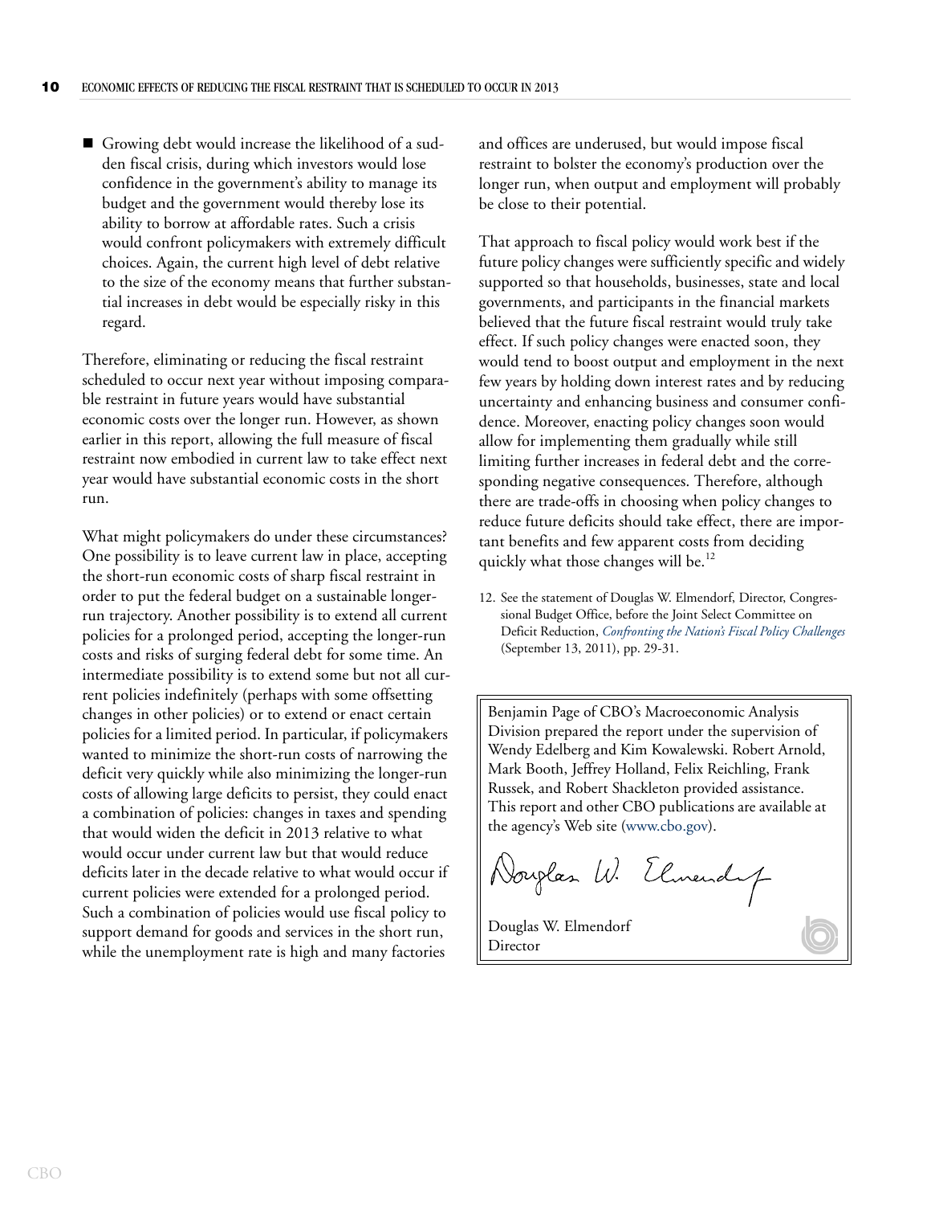- Growing debt would increase the likelihood of a sudden fiscal crisis, during which investors would lose confidence in the government's ability to manage its budget and the government would thereby lose its ability to borrow at affordable rates. Such a crisis would confront policymakers with extremely difficult choices. Again, the current high level of debt relative to the size of the economy means that further substantial increases in debt would be especially risky in this regard.

Therefore, eliminating or reducing the fiscal restraint scheduled to occur next year without imposing comparable restraint in future years would have substantial economic costs over the longer run. However, as shown earlier in this report, allowing the full measure of fiscal restraint now embodied in current law to take effect next year would have substantial economic costs in the short run.

What might policymakers do under these circumstances? One possibility is to leave current law in place, accepting the short-run economic costs of sharp fiscal restraint in order to put the federal budget on a sustainable longer-run trajectory. Another possibility is to extend all current policies for a prolonged period, accepting the longer-run costs and risks of surging federal debt for some time. An intermediate possibility is to extend some but not all current policies indefinitely (perhaps with some offsetting changes in other policies) or to extend or enact certain policies for a limited period. In particular, if policymakers wanted to minimize the short-run costs of narrowing the deficit very quickly while also minimizing the longer-run costs of allowing large deficits to persist, they could enact a combination of policies: changes in taxes and spending that would widen the deficit in 2013 relative to what would occur under current law but that would reduce deficits later in the decade relative to what would occur if current policies were extended for a prolonged period. Such a combination of policies would use fiscal policy to support demand for goods and services in the short run, while the unemployment rate is high and many factories and offices are underused, but would impose fiscal restraint to bolster the economy's production over the longer run, when output and employment will probably be close to their potential.

That approach to fiscal policy would work best if the future policy changes were sufficiently specific and widely supported so that households, businesses, state and local governments, and participants in the financial markets believed that the future fiscal restraint would truly take effect. If such policy changes were enacted soon, they would tend to boost output and employment in the next few years by holding down interest rates and by reducing uncertainty and enhancing business and consumer confidence. Moreover, enacting policy changes soon would allow for implementing them gradually while still limiting further increases in federal debt and the corresponding negative consequences. Therefore, although there are trade-offs in choosing when policy changes to reduce future deficits should take effect, there are important benefits and few apparent costs from deciding quickly what those changes will be.[12]

12. See the statement of Douglas W. Elmendorf, Director, Congressional Budget Office, before the Joint Select Committee on Deficit Reduction, *Confronting the Nation's Fiscal Policy Challenges* (September 13, 2011), pp. 29-31.

Benjamin Page of CBO's Macroeconomic Analysis Division prepared the report under the supervision of Wendy Edelberg and Kim Kowalewski. Robert Arnold, Mark Booth, Jeffrey Holland, Felix Reichling, Frank Russek, and Robert Shackleton provided assistance. This report and other CBO publications are available at the agency's Web site (www.cbo.gov).

Douglas W. Elmendorf
Director